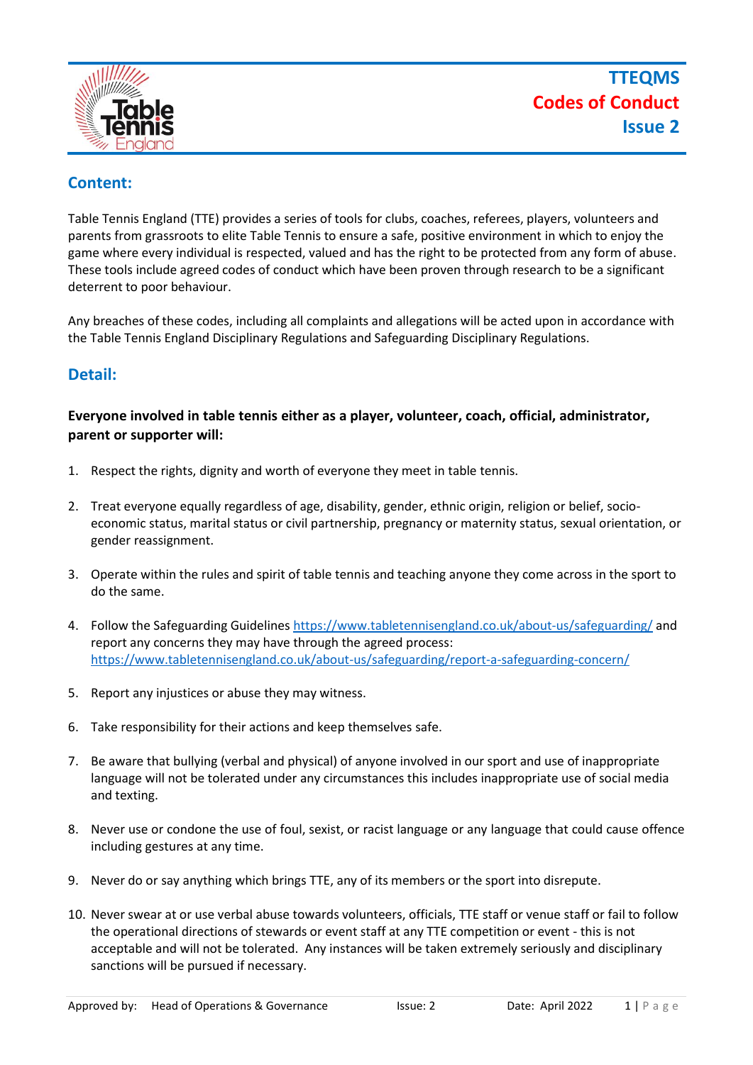# TTEQMS
# Codes of Conduct
# Issue 2

## Content:

Table Tennis England (TTE) provides a series of tools for clubs, coaches, referees, players, volunteers and parents from grassroots to elite Table Tennis to ensure a safe, positive environment in which to enjoy the game where every individual is respected, valued and has the right to be protected from any form of abuse. These tools include agreed codes of conduct which have been proven through research to be a significant deterrent to poor behaviour.

Any breaches of these codes, including all complaints and allegations will be acted upon in accordance with the Table Tennis England Disciplinary Regulations and Safeguarding Disciplinary Regulations.

## Detail:

**Everyone involved in table tennis either as a player, volunteer, coach, official, administrator, parent or supporter will:**

1. Respect the rights, dignity and worth of everyone they meet in table tennis.

2. Treat everyone equally regardless of age, disability, gender, ethnic origin, religion or belief, socio-economic status, marital status or civil partnership, pregnancy or maternity status, sexual orientation, or gender reassignment.

3. Operate within the rules and spirit of table tennis and teaching anyone they come across in the sport to do the same.

4. Follow the Safeguarding Guidelines https://www.tabletennisengland.co.uk/about-us/safeguarding/ and report any concerns they may have through the agreed process: https://www.tabletennisengland.co.uk/about-us/safeguarding/report-a-safeguarding-concern/

5. Report any injustices or abuse they may witness.

6. Take responsibility for their actions and keep themselves safe.

7. Be aware that bullying (verbal and physical) of anyone involved in our sport and use of inappropriate language will not be tolerated under any circumstances this includes inappropriate use of social media and texting.

8. Never use or condone the use of foul, sexist, or racist language or any language that could cause offence including gestures at any time.

9. Never do or say anything which brings TTE, any of its members or the sport into disrepute.

10. Never swear at or use verbal abuse towards volunteers, officials, TTE staff or venue staff or fail to follow the operational directions of stewards or event staff at any TTE competition or event - this is not acceptable and will not be tolerated. Any instances will be taken extremely seriously and disciplinary sanctions will be pursued if necessary.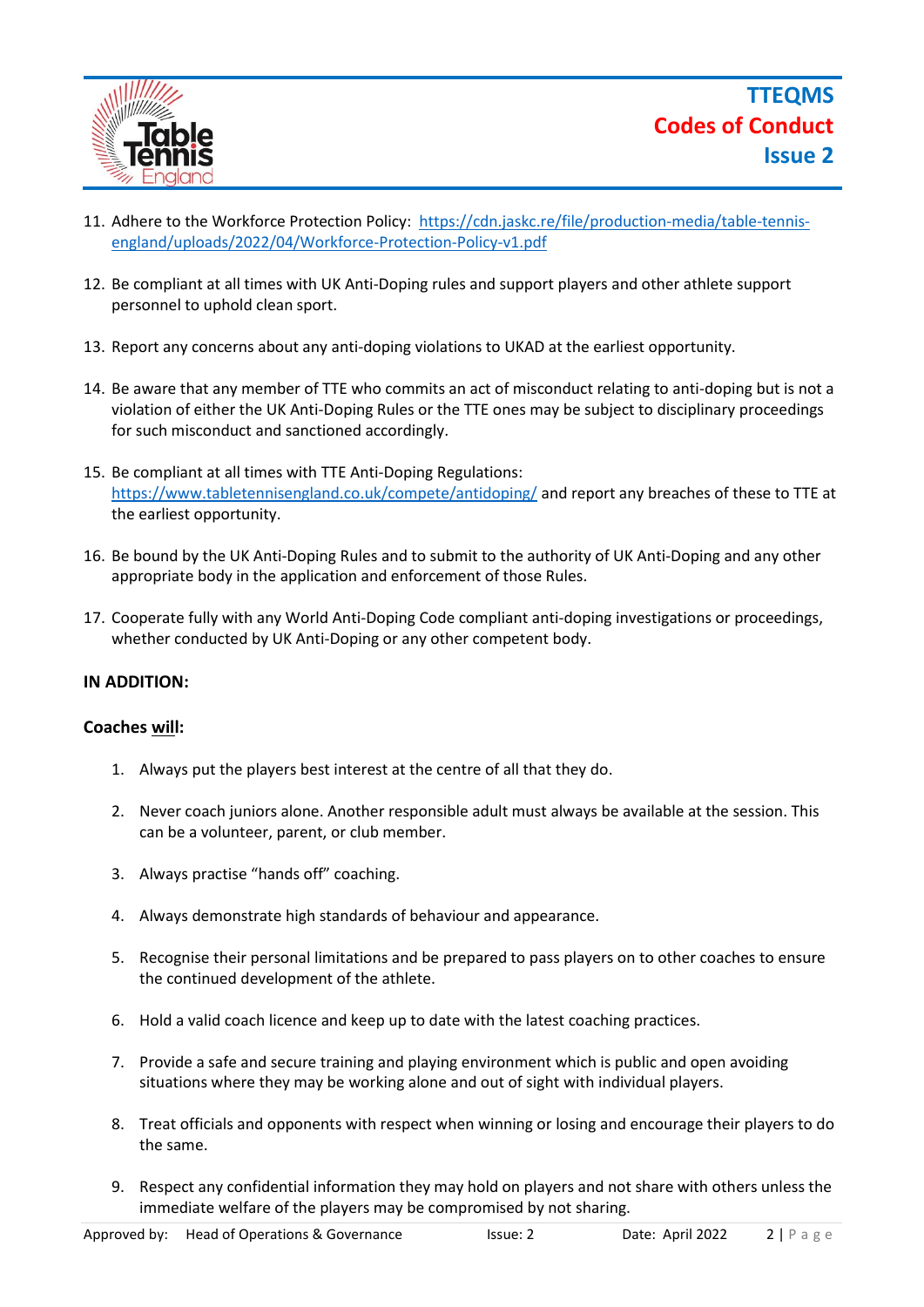11. Adhere to the Workforce Protection Policy: [https://cdn.jaskc.re/file/production-media/table-tennis-england/uploads/2022/04/Workforce-Protection-Policy-v1.pdf](https://cdn.jaskc.re/file/production-media/table-tennis-england/uploads/2022/04/Workforce-Protection-Policy-v1.pdf)

12. Be compliant at all times with UK Anti-Doping rules and support players and other athlete support personnel to uphold clean sport.

13. Report any concerns about any anti-doping violations to UKAD at the earliest opportunity.

14. Be aware that any member of TTE who commits an act of misconduct relating to anti-doping but is not a violation of either the UK Anti-Doping Rules or the TTE ones may be subject to disciplinary proceedings for such misconduct and sanctioned accordingly.

15. Be compliant at all times with TTE Anti-Doping Regulations: [https://www.tabletennisengland.co.uk/compete/antidoping/](https://www.tabletennisengland.co.uk/compete/antidoping/) and report any breaches of these to TTE at the earliest opportunity.

16. Be bound by the UK Anti-Doping Rules and to submit to the authority of UK Anti-Doping and any other appropriate body in the application and enforcement of those Rules.

17. Cooperate fully with any World Anti-Doping Code compliant anti-doping investigations or proceedings, whether conducted by UK Anti-Doping or any other competent body.

**IN ADDITION:**

**Coaches <u>will</u>:**

1. Always put the players best interest at the centre of all that they do.

2. Never coach juniors alone. Another responsible adult must always be available at the session. This can be a volunteer, parent, or club member.

3. Always practise "hands off" coaching.

4. Always demonstrate high standards of behaviour and appearance.

5. Recognise their personal limitations and be prepared to pass players on to other coaches to ensure the continued development of the athlete.

6. Hold a valid coach licence and keep up to date with the latest coaching practices.

7. Provide a safe and secure training and playing environment which is public and open avoiding situations where they may be working alone and out of sight with individual players.

8. Treat officials and opponents with respect when winning or losing and encourage their players to do the same.

9. Respect any confidential information they may hold on players and not share with others unless the immediate welfare of the players may be compromised by not sharing.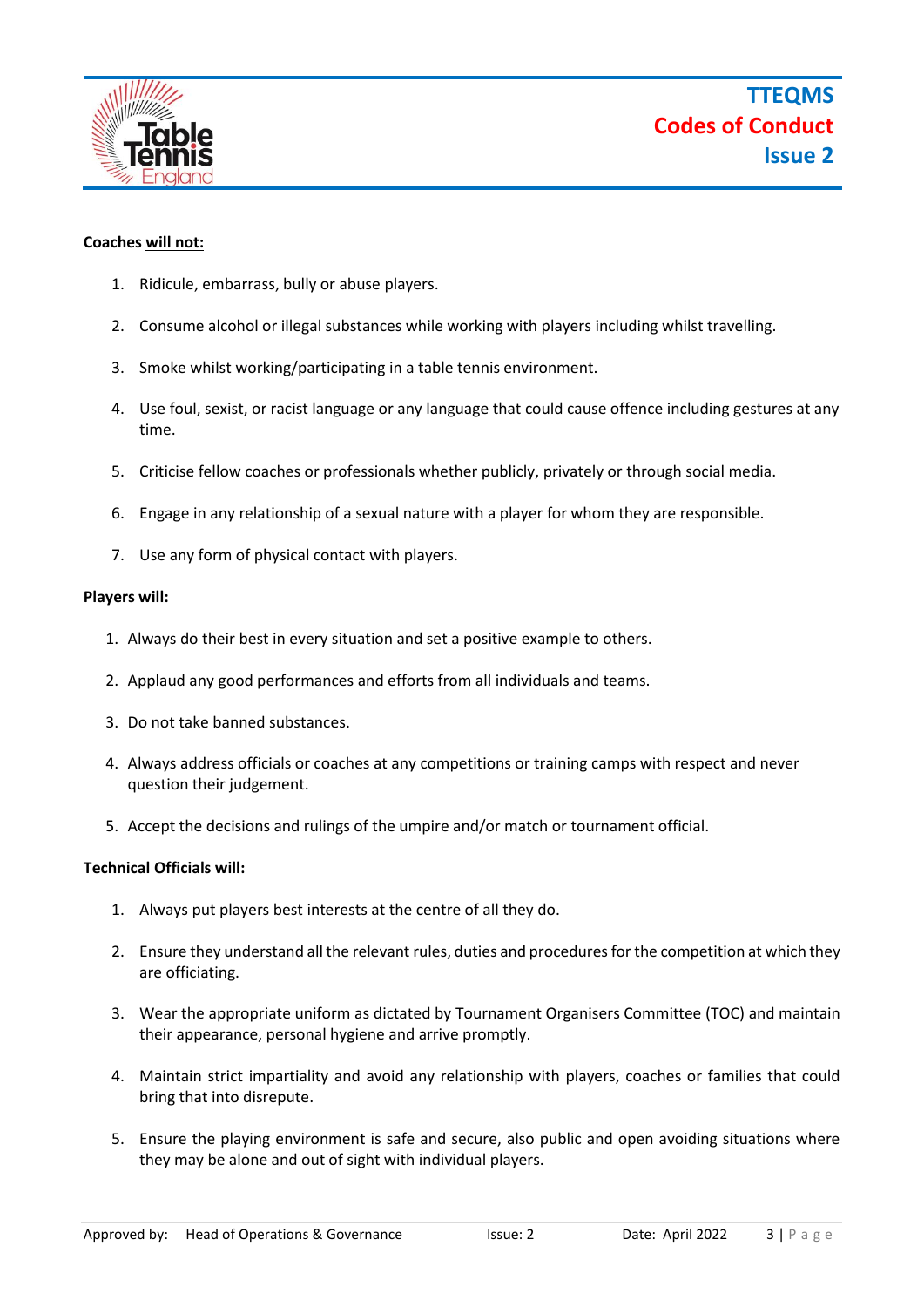**Coaches <u>will not:</u>**

1. Ridicule, embarrass, bully or abuse players.
2. Consume alcohol or illegal substances while working with players including whilst travelling.
3. Smoke whilst working/participating in a table tennis environment.
4. Use foul, sexist, or racist language or any language that could cause offence including gestures at any time.
5. Criticise fellow coaches or professionals whether publicly, privately or through social media.
6. Engage in any relationship of a sexual nature with a player for whom they are responsible.
7. Use any form of physical contact with players.

**Players will:**

1. Always do their best in every situation and set a positive example to others.
2. Applaud any good performances and efforts from all individuals and teams.
3. Do not take banned substances.
4. Always address officials or coaches at any competitions or training camps with respect and never question their judgement.
5. Accept the decisions and rulings of the umpire and/or match or tournament official.

**Technical Officials will:**

1. Always put players best interests at the centre of all they do.
2. Ensure they understand all the relevant rules, duties and procedures for the competition at which they are officiating.
3. Wear the appropriate uniform as dictated by Tournament Organisers Committee (TOC) and maintain their appearance, personal hygiene and arrive promptly.
4. Maintain strict impartiality and avoid any relationship with players, coaches or families that could bring that into disrepute.
5. Ensure the playing environment is safe and secure, also public and open avoiding situations where they may be alone and out of sight with individual players.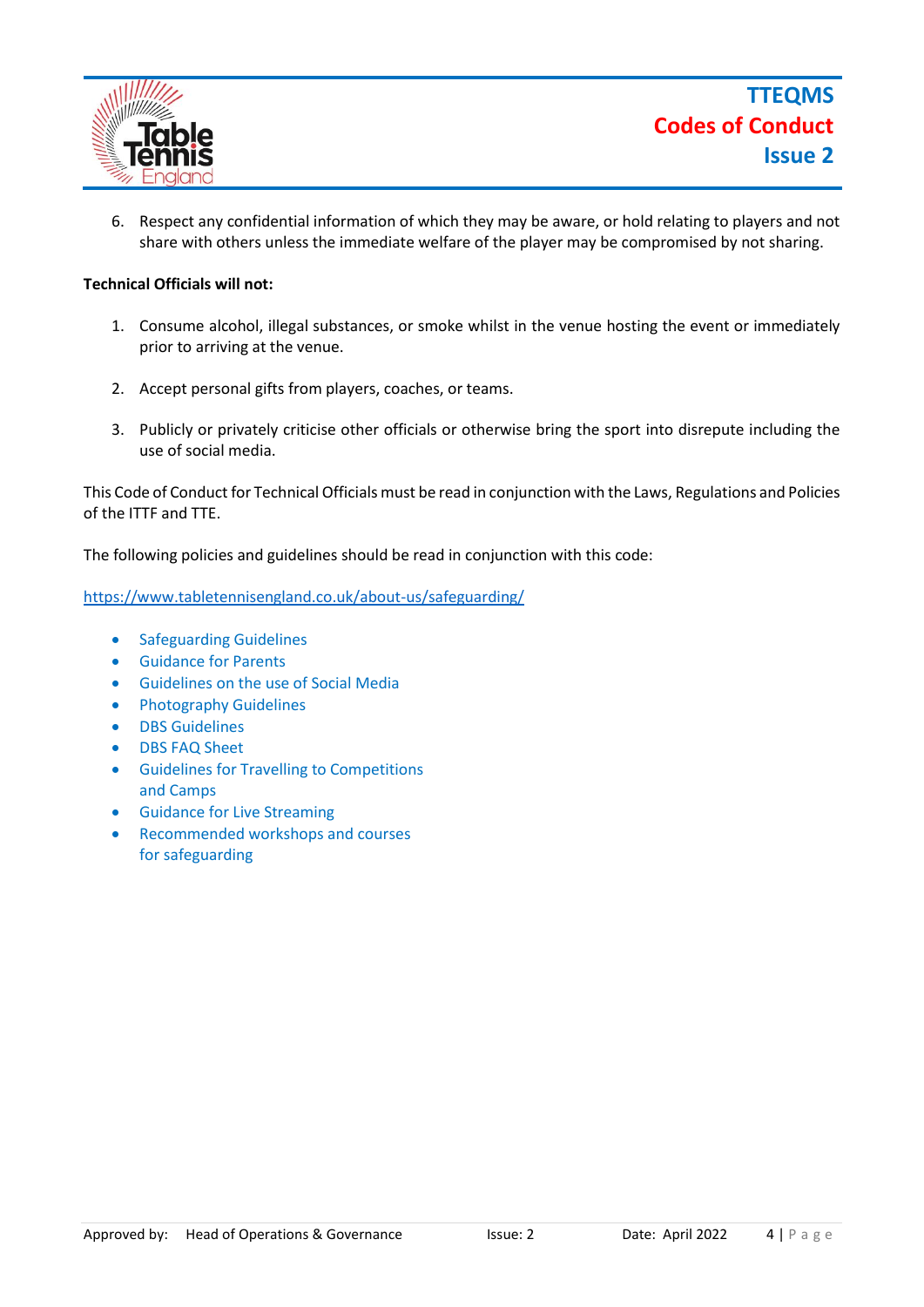6. Respect any confidential information of which they may be aware, or hold relating to players and not share with others unless the immediate welfare of the player may be compromised by not sharing.

**Technical Officials will not:**

1. Consume alcohol, illegal substances, or smoke whilst in the venue hosting the event or immediately prior to arriving at the venue.

2. Accept personal gifts from players, coaches, or teams.

3. Publicly or privately criticise other officials or otherwise bring the sport into disrepute including the use of social media.

This Code of Conduct for Technical Officials must be read in conjunction with the Laws, Regulations and Policies of the ITTF and TTE.

The following policies and guidelines should be read in conjunction with this code:

https://www.tabletennisengland.co.uk/about-us/safeguarding/

- Safeguarding Guidelines
- Guidance for Parents
- Guidelines on the use of Social Media
- Photography Guidelines
- DBS Guidelines
- DBS FAQ Sheet
- Guidelines for Travelling to Competitions and Camps
- Guidance for Live Streaming
- Recommended workshops and courses for safeguarding